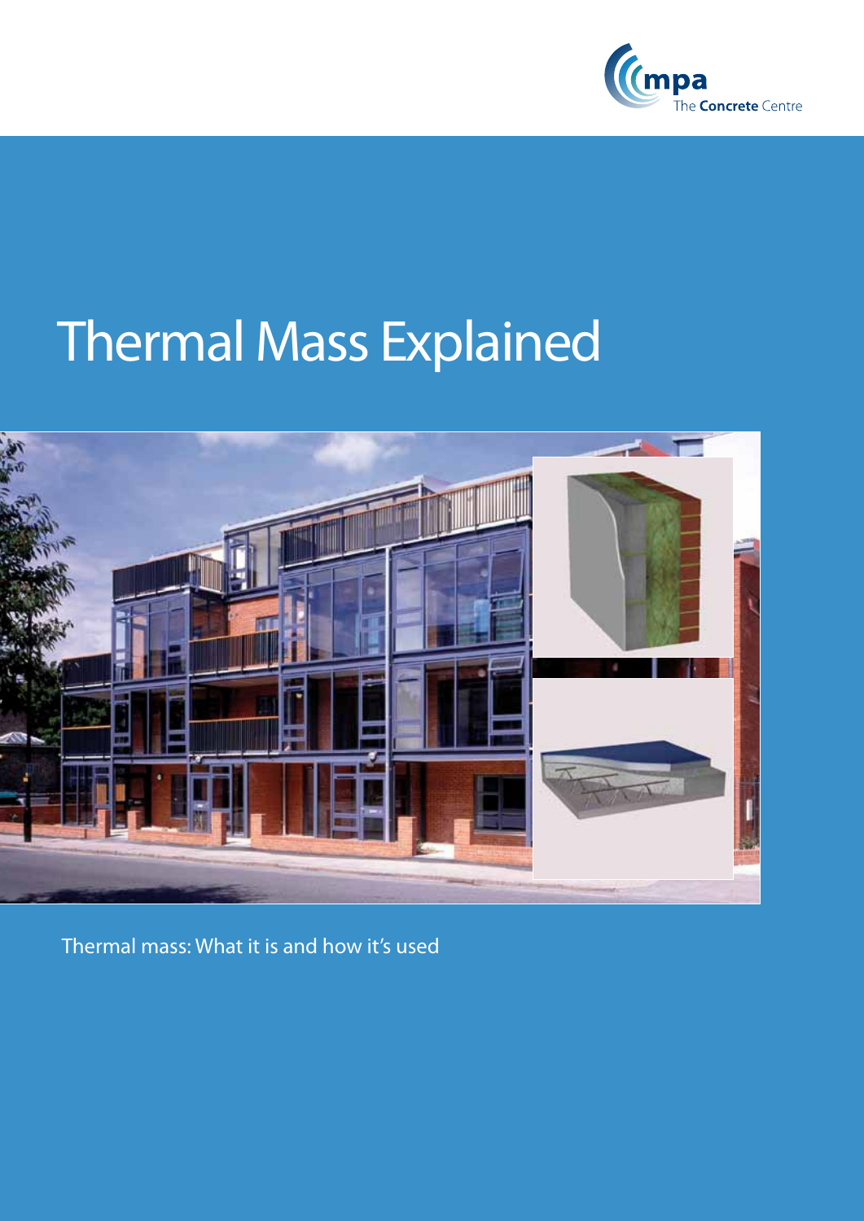mpa The Concrete Centre

# Thermal Mass Explained

Thermal mass: What it is and how it's used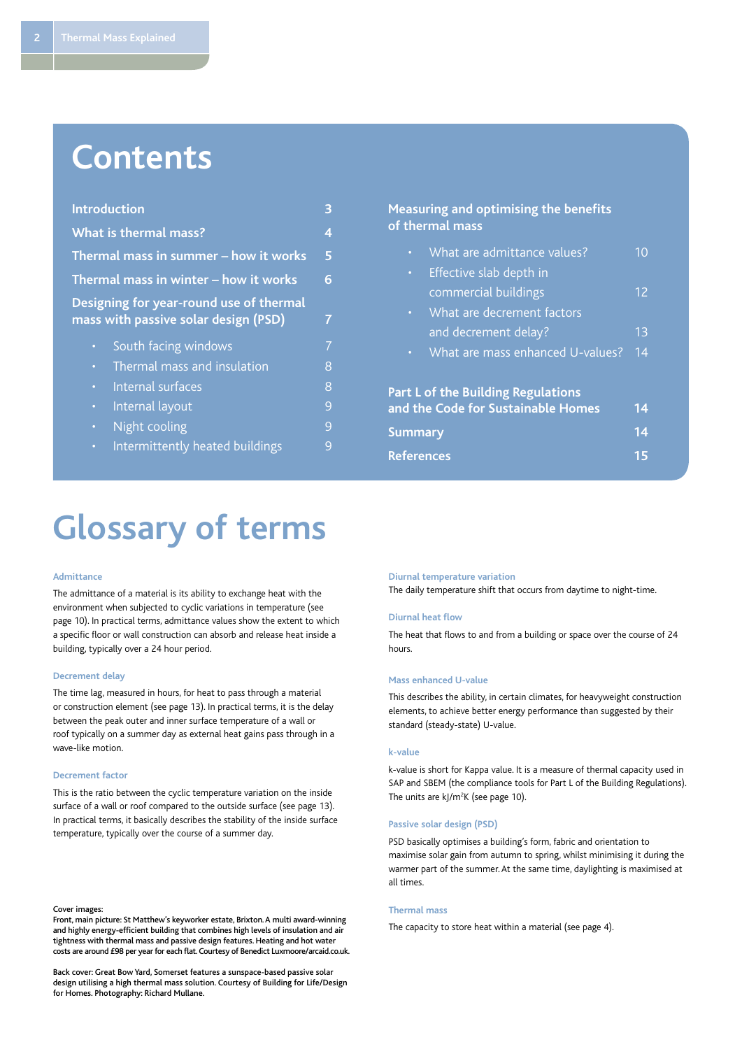# Contents

| | |
|---|---|
| **Introduction** | **3** |
| **What is thermal mass?** | **4** |
| **Thermal mass in summer – how it works** | **5** |
| **Thermal mass in winter – how it works** | **6** |
| **Designing for year-round use of thermal mass with passive solar design (PSD)** | **7** |
| • South facing windows | 7 |
| • Thermal mass and insulation | 8 |
| • Internal surfaces | 8 |
| • Internal layout | 9 |
| • Night cooling | 9 |
| • Intermittently heated buildings | 9 |
| **Measuring and optimising the benefits of thermal mass** | |
| • What are admittance values? | 10 |
| • Effective slab depth in commercial buildings | 12 |
| • What are decrement factors and decrement delay? | 13 |
| • What are mass enhanced U-values? | 14 |
| **Part L of the Building Regulations and the Code for Sustainable Homes** | **14** |
| **Summary** | **14** |
| **References** | **15** |

# Glossary of terms

### Admittance

The admittance of a material is its ability to exchange heat with the environment when subjected to cyclic variations in temperature (see page 10). In practical terms, admittance values show the extent to which a specific floor or wall construction can absorb and release heat inside a building, typically over a 24 hour period.

### Decrement delay

The time lag, measured in hours, for heat to pass through a material or construction element (see page 13). In practical terms, it is the delay between the peak outer and inner surface temperature of a wall or roof typically on a summer day as external heat gains pass through in a wave-like motion.

### Decrement factor

This is the ratio between the cyclic temperature variation on the inside surface of a wall or roof compared to the outside surface (see page 13). In practical terms, it basically describes the stability of the inside surface temperature, typically over the course of a summer day.

### Diurnal temperature variation

The daily temperature shift that occurs from daytime to night-time.

### Diurnal heat flow

The heat that flows to and from a building or space over the course of 24 hours.

### Mass enhanced U-value

This describes the ability, in certain climates, for heavyweight construction elements, to achieve better energy performance than suggested by their standard (steady-state) U-value.

### k-value

k-value is short for Kappa value. It is a measure of thermal capacity used in SAP and SBEM (the compliance tools for Part L of the Building Regulations). The units are $kJ/m^2K$ (see page 10).

### Passive solar design (PSD)

PSD basically optimises a building's form, fabric and orientation to maximise solar gain from autumn to spring, whilst minimising it during the warmer part of the summer. At the same time, daylighting is maximised at all times.

### Thermal mass

The capacity to store heat within a material (see page 4).

Cover images:
Front, main picture: St Matthew's keyworker estate, Brixton. A multi award-winning and highly energy-efficient building that combines high levels of insulation and air tightness with thermal mass and passive design features. Heating and hot water costs are around £98 per year for each flat. Courtesy of Benedict Luxmoore/arcaid.co.uk.

Back cover: Great Bow Yard, Somerset features a sunspace-based passive solar design utilising a high thermal mass solution. Courtesy of Building for Life/Design for Homes. Photography: Richard Mullane.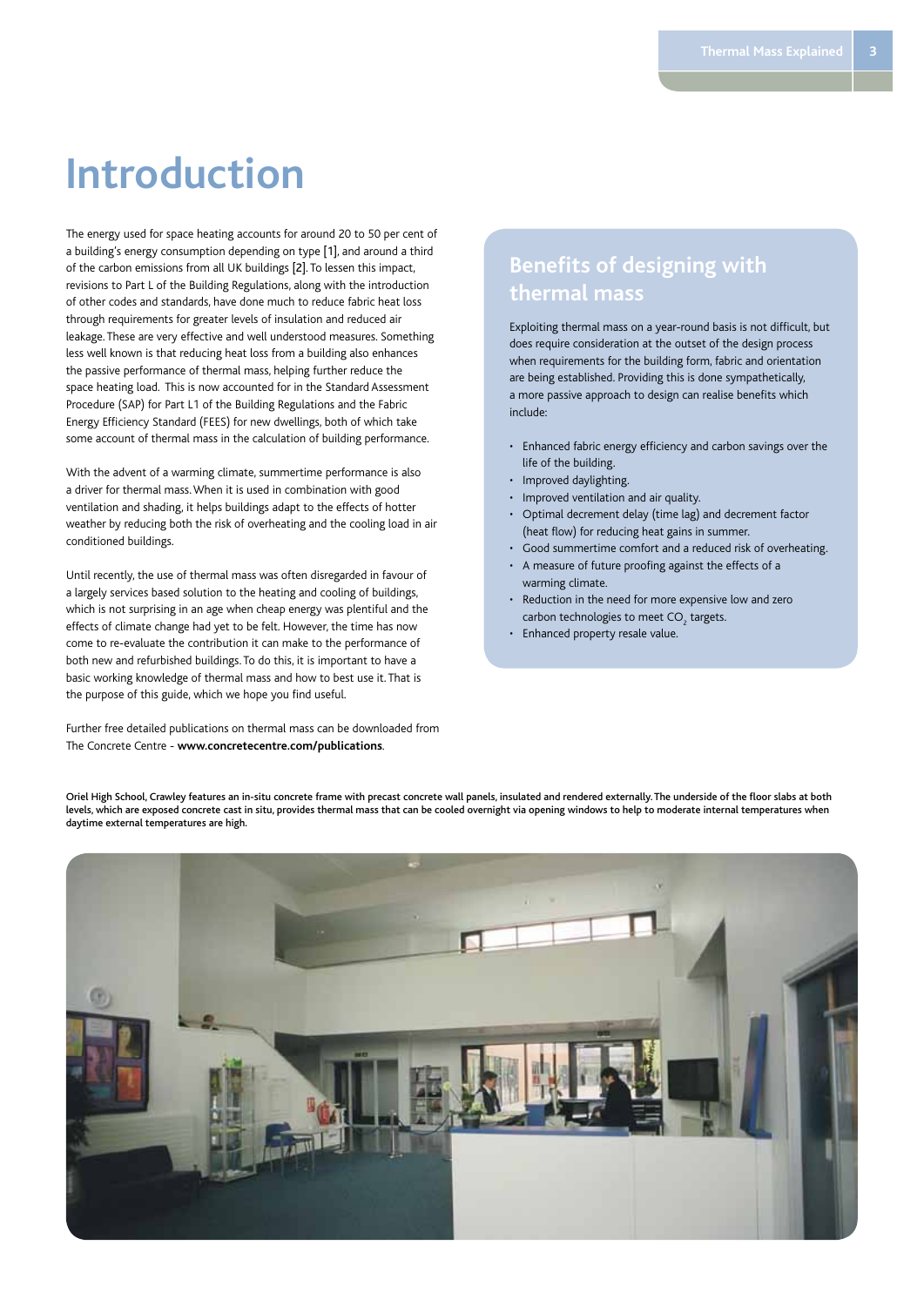# Introduction

The energy used for space heating accounts for around 20 to 50 per cent of a building's energy consumption depending on type [1], and around a third of the carbon emissions from all UK buildings [2]. To lessen this impact, revisions to Part L of the Building Regulations, along with the introduction of other codes and standards, have done much to reduce fabric heat loss through requirements for greater levels of insulation and reduced air leakage. These are very effective and well understood measures. Something less well known is that reducing heat loss from a building also enhances the passive performance of thermal mass, helping further reduce the space heating load. This is now accounted for in the Standard Assessment Procedure (SAP) for Part L1 of the Building Regulations and the Fabric Energy Efficiency Standard (FEES) for new dwellings, both of which take some account of thermal mass in the calculation of building performance.

With the advent of a warming climate, summertime performance is also a driver for thermal mass. When it is used in combination with good ventilation and shading, it helps buildings adapt to the effects of hotter weather by reducing both the risk of overheating and the cooling load in air conditioned buildings.

Until recently, the use of thermal mass was often disregarded in favour of a largely services based solution to the heating and cooling of buildings, which is not surprising in an age when cheap energy was plentiful and the effects of climate change had yet to be felt. However, the time has now come to re-evaluate the contribution it can make to the performance of both new and refurbished buildings. To do this, it is important to have a basic working knowledge of thermal mass and how to best use it. That is the purpose of this guide, which we hope you find useful.

Further free detailed publications on thermal mass can be downloaded from The Concrete Centre - **www.concretecentre.com/publications**.

## Benefits of designing with thermal mass

Exploiting thermal mass on a year-round basis is not difficult, but does require consideration at the outset of the design process when requirements for the building form, fabric and orientation are being established. Providing this is done sympathetically, a more passive approach to design can realise benefits which include:

- Enhanced fabric energy efficiency and carbon savings over the life of the building.
- Improved daylighting.
- Improved ventilation and air quality.
- Optimal decrement delay (time lag) and decrement factor (heat flow) for reducing heat gains in summer.
- Good summertime comfort and a reduced risk of overheating.
- A measure of future proofing against the effects of a warming climate.
- Reduction in the need for more expensive low and zero carbon technologies to meet $CO_2$ targets.
- Enhanced property resale value.

**Oriel High School, Crawley features an in-situ concrete frame with precast concrete wall panels, insulated and rendered externally. The underside of the floor slabs at both levels, which are exposed concrete cast in situ, provides thermal mass that can be cooled overnight via opening windows to help to moderate internal temperatures when daytime external temperatures are high.**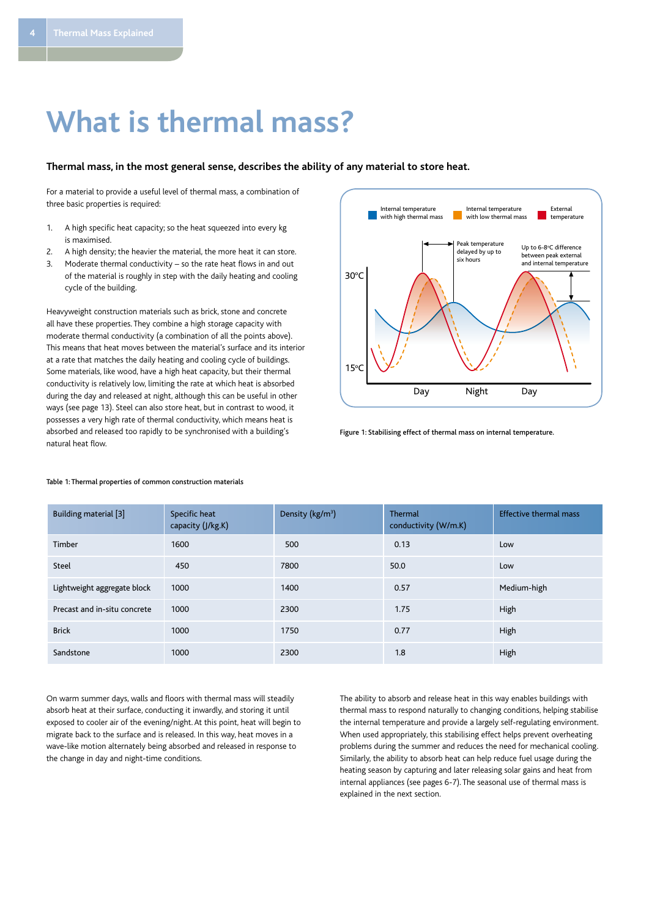# What is thermal mass?

**Thermal mass, in the most general sense, describes the ability of any material to store heat.**

For a material to provide a useful level of thermal mass, a combination of three basic properties is required:

1. A high specific heat capacity; so the heat squeezed into every kg is maximised.
2. A high density; the heavier the material, the more heat it can store.
3. Moderate thermal conductivity – so the rate heat flows in and out of the material is roughly in step with the daily heating and cooling cycle of the building.

Heavyweight construction materials such as brick, stone and concrete all have these properties. They combine a high storage capacity with moderate thermal conductivity (a combination of all the points above). This means that heat moves between the material's surface and its interior at a rate that matches the daily heating and cooling cycle of buildings. Some materials, like wood, have a high heat capacity, but their thermal conductivity is relatively low, limiting the rate at which heat is absorbed during the day and released at night, although this can be useful in other ways (see page 13). Steel can also store heat, but in contrast to wood, it possesses a very high rate of thermal conductivity, which means heat is absorbed and released too rapidly to be synchronised with a building's natural heat flow.

Figure 1: Stabilising effect of thermal mass on internal temperature.

Table 1: Thermal properties of common construction materials

| Building material [3] | Specific heat capacity (J/kg.K) | Density (kg/m³) | Thermal conductivity (W/m.K) | Effective thermal mass |
|---|---|---|---|---|
| Timber | 1600 | 500 | 0.13 | Low |
| Steel | 450 | 7800 | 50.0 | Low |
| Lightweight aggregate block | 1000 | 1400 | 0.57 | Medium-high |
| Precast and in-situ concrete | 1000 | 2300 | 1.75 | High |
| Brick | 1000 | 1750 | 0.77 | High |
| Sandstone | 1000 | 2300 | 1.8 | High |

On warm summer days, walls and floors with thermal mass will steadily absorb heat at their surface, conducting it inwardly, and storing it until exposed to cooler air of the evening/night. At this point, heat will begin to migrate back to the surface and is released. In this way, heat moves in a wave-like motion alternately being absorbed and released in response to the change in day and night-time conditions.

The ability to absorb and release heat in this way enables buildings with thermal mass to respond naturally to changing conditions, helping stabilise the internal temperature and provide a largely self-regulating environment. When used appropriately, this stabilising effect helps prevent overheating problems during the summer and reduces the need for mechanical cooling. Similarly, the ability to absorb heat can help reduce fuel usage during the heating season by capturing and later releasing solar gains and heat from internal appliances (see pages 6-7). The seasonal use of thermal mass is explained in the next section.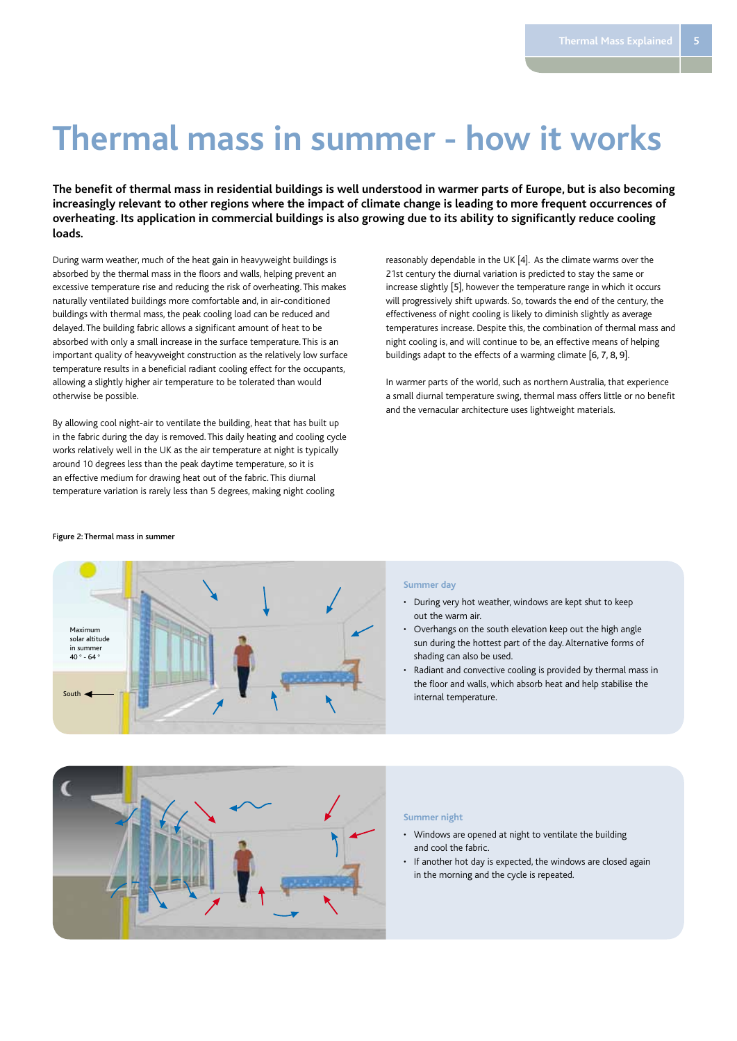# Thermal mass in summer - how it works

**The benefit of thermal mass in residential buildings is well understood in warmer parts of Europe, but is also becoming increasingly relevant to other regions where the impact of climate change is leading to more frequent occurrences of overheating. Its application in commercial buildings is also growing due to its ability to significantly reduce cooling loads.**

During warm weather, much of the heat gain in heavyweight buildings is absorbed by the thermal mass in the floors and walls, helping prevent an excessive temperature rise and reducing the risk of overheating. This makes naturally ventilated buildings more comfortable and, in air-conditioned buildings with thermal mass, the peak cooling load can be reduced and delayed. The building fabric allows a significant amount of heat to be absorbed with only a small increase in the surface temperature. This is an important quality of heavyweight construction as the relatively low surface temperature results in a beneficial radiant cooling effect for the occupants, allowing a slightly higher air temperature to be tolerated than would otherwise be possible.

By allowing cool night-air to ventilate the building, heat that has built up in the fabric during the day is removed. This daily heating and cooling cycle works relatively well in the UK as the air temperature at night is typically around 10 degrees less than the peak daytime temperature, so it is an effective medium for drawing heat out of the fabric. This diurnal temperature variation is rarely less than 5 degrees, making night cooling reasonably dependable in the UK [4]. As the climate warms over the 21st century the diurnal variation is predicted to stay the same or increase slightly [5], however the temperature range in which it occurs will progressively shift upwards. So, towards the end of the century, the effectiveness of night cooling is likely to diminish slightly as average temperatures increase. Despite this, the combination of thermal mass and night cooling is, and will continue to be, an effective means of helping buildings adapt to the effects of a warming climate [6, 7, 8, 9].

In warmer parts of the world, such as northern Australia, that experience a small diurnal temperature swing, thermal mass offers little or no benefit and the vernacular architecture uses lightweight materials.

Figure 2: Thermal mass in summer

Maximum solar altitude in summer 40 ° - 64 °

South

### Summer day

- During very hot weather, windows are kept shut to keep out the warm air.
- Overhangs on the south elevation keep out the high angle sun during the hottest part of the day. Alternative forms of shading can also be used.
- Radiant and convective cooling is provided by thermal mass in the floor and walls, which absorb heat and help stabilise the internal temperature.

### Summer night

- Windows are opened at night to ventilate the building and cool the fabric.
- If another hot day is expected, the windows are closed again in the morning and the cycle is repeated.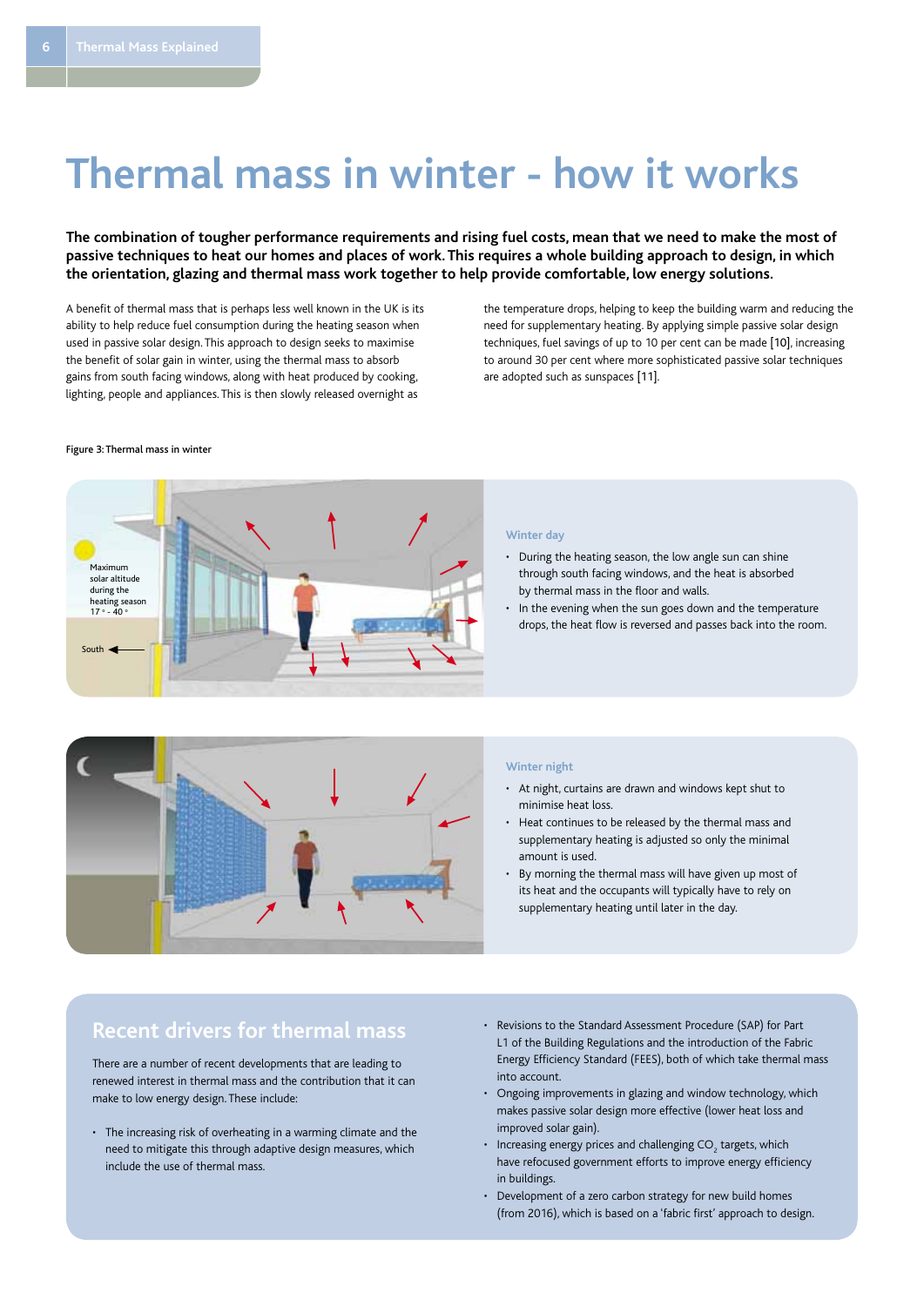# Thermal mass in winter - how it works

**The combination of tougher performance requirements and rising fuel costs, mean that we need to make the most of passive techniques to heat our homes and places of work. This requires a whole building approach to design, in which the orientation, glazing and thermal mass work together to help provide comfortable, low energy solutions.**

A benefit of thermal mass that is perhaps less well known in the UK is its ability to help reduce fuel consumption during the heating season when used in passive solar design. This approach to design seeks to maximise the benefit of solar gain in winter, using the thermal mass to absorb gains from south facing windows, along with heat produced by cooking, lighting, people and appliances. This is then slowly released overnight as the temperature drops, helping to keep the building warm and reducing the need for supplementary heating. By applying simple passive solar design techniques, fuel savings of up to 10 per cent can be made [10], increasing to around 30 per cent where more sophisticated passive solar techniques are adopted such as sunspaces [11].

Figure 3: Thermal mass in winter

Maximum solar altitude during the heating season 17° - 40°

South

### Winter day

- During the heating season, the low angle sun can shine through south facing windows, and the heat is absorbed by thermal mass in the floor and walls.
- In the evening when the sun goes down and the temperature drops, the heat flow is reversed and passes back into the room.

### Winter night

- At night, curtains are drawn and windows kept shut to minimise heat loss.
- Heat continues to be released by the thermal mass and supplementary heating is adjusted so only the minimal amount is used.
- By morning the thermal mass will have given up most of its heat and the occupants will typically have to rely on supplementary heating until later in the day.

## Recent drivers for thermal mass

There are a number of recent developments that are leading to renewed interest in thermal mass and the contribution that it can make to low energy design. These include:

- The increasing risk of overheating in a warming climate and the need to mitigate this through adaptive design measures, which include the use of thermal mass.
- Revisions to the Standard Assessment Procedure (SAP) for Part L1 of the Building Regulations and the introduction of the Fabric Energy Efficiency Standard (FEES), both of which take thermal mass into account.
- Ongoing improvements in glazing and window technology, which makes passive solar design more effective (lower heat loss and improved solar gain).
- Increasing energy prices and challenging $CO_2$ targets, which have refocused government efforts to improve energy efficiency in buildings.
- Development of a zero carbon strategy for new build homes (from 2016), which is based on a 'fabric first' approach to design.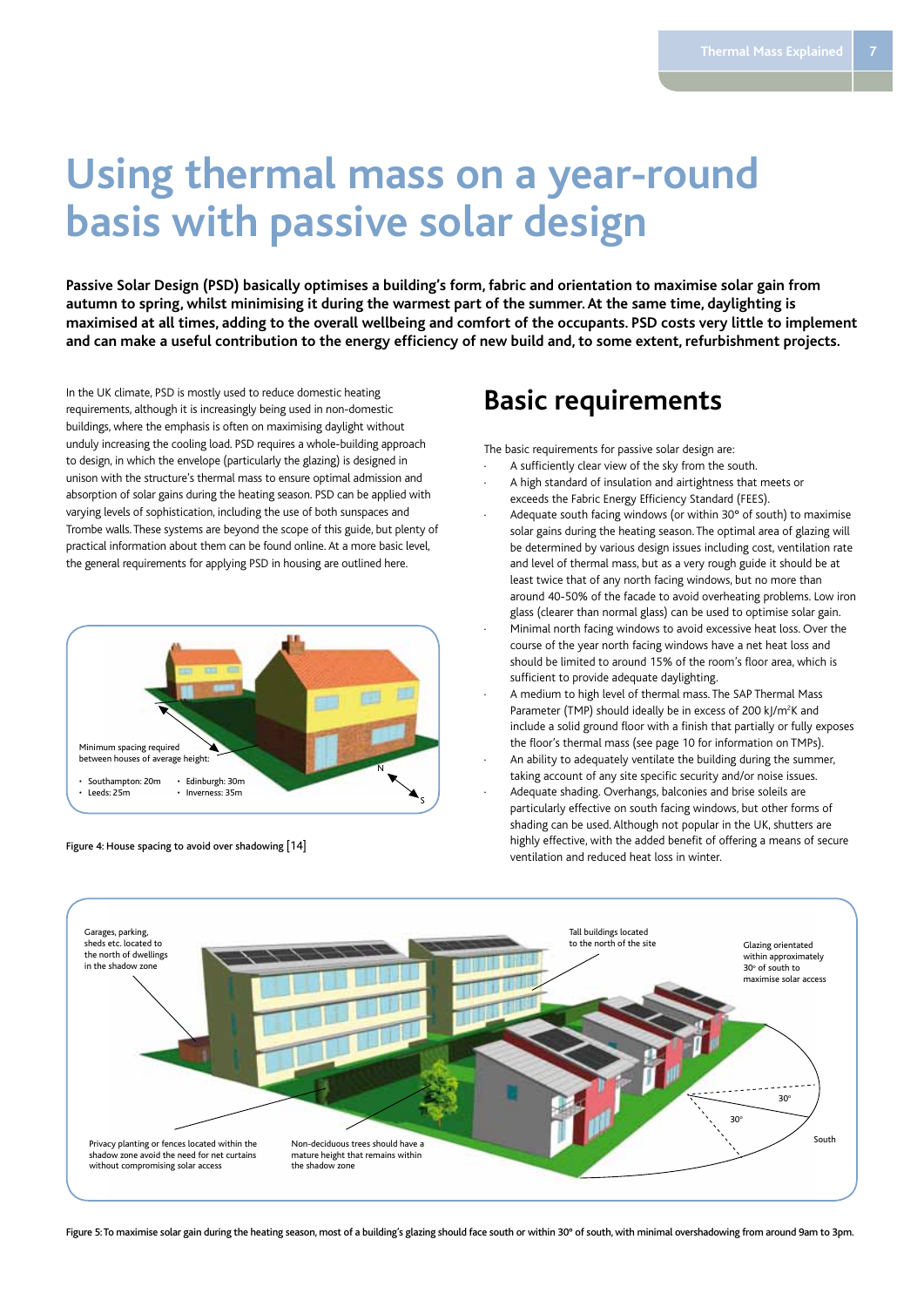# Using thermal mass on a year-round basis with passive solar design

**Passive Solar Design (PSD) basically optimises a building's form, fabric and orientation to maximise solar gain from autumn to spring, whilst minimising it during the warmest part of the summer. At the same time, daylighting is maximised at all times, adding to the overall wellbeing and comfort of the occupants. PSD costs very little to implement and can make a useful contribution to the energy efficiency of new build and, to some extent, refurbishment projects.**

In the UK climate, PSD is mostly used to reduce domestic heating requirements, although it is increasingly being used in non-domestic buildings, where the emphasis is often on maximising daylight without unduly increasing the cooling load. PSD requires a whole-building approach to design, in which the envelope (particularly the glazing) is designed in unison with the structure's thermal mass to ensure optimal admission and absorption of solar gains during the heating season. PSD can be applied with varying levels of sophistication, including the use of both sunspaces and Trombe walls. These systems are beyond the scope of this guide, but plenty of practical information about them can be found online. At a more basic level, the general requirements for applying PSD in housing are outlined here.

Minimum spacing required between houses of average height:

- Southampton: 20m
- Leeds: 25m
- Edinburgh: 30m
- Inverness: 35m

Figure 4: House spacing to avoid over shadowing [14]

## Basic requirements

The basic requirements for passive solar design are:

- A sufficiently clear view of the sky from the south.
- A high standard of insulation and airtightness that meets or exceeds the Fabric Energy Efficiency Standard (FEES).
- Adequate south facing windows (or within 30° of south) to maximise solar gains during the heating season. The optimal area of glazing will be determined by various design issues including cost, ventilation rate and level of thermal mass, but as a very rough guide it should be at least twice that of any north facing windows, but no more than around 40-50% of the facade to avoid overheating problems. Low iron glass (clearer than normal glass) can be used to optimise solar gain.
- Minimal north facing windows to avoid excessive heat loss. Over the course of the year north facing windows have a net heat loss and should be limited to around 15% of the room's floor area, which is sufficient to provide adequate daylighting.
- A medium to high level of thermal mass. The SAP Thermal Mass Parameter (TMP) should ideally be in excess of 200 kJ/m²K and include a solid ground floor with a finish that partially or fully exposes the floor's thermal mass (see page 10 for information on TMPs).
- An ability to adequately ventilate the building during the summer, taking account of any site specific security and/or noise issues.
- Adequate shading. Overhangs, balconies and brise soleils are particularly effective on south facing windows, but other forms of shading can be used. Although not popular in the UK, shutters are highly effective, with the added benefit of offering a means of secure ventilation and reduced heat loss in winter.

Garages, parking, sheds etc. located to the north of dwellings in the shadow zone

Tall buildings located to the north of the site

Glazing orientated within approximately 30° of south to maximise solar access

Privacy planting or fences located within the shadow zone avoid the need for net curtains without compromising solar access

Non-deciduous trees should have a mature height that remains within the shadow zone

Figure 5: To maximise solar gain during the heating season, most of a building's glazing should face south or within 30° of south, with minimal overshadowing from around 9am to 3pm.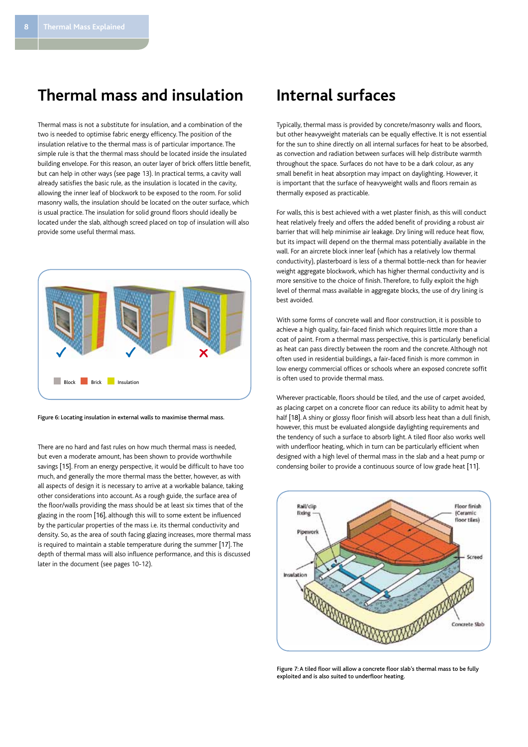## Thermal mass and insulation

Thermal mass is not a substitute for insulation, and a combination of the two is needed to optimise fabric energy efficency. The position of the insulation relative to the thermal mass is of particular importance. The simple rule is that the thermal mass should be located inside the insulated building envelope. For this reason, an outer layer of brick offers little benefit, but can help in other ways (see page 13). In practical terms, a cavity wall already satisfies the basic rule, as the insulation is located in the cavity, allowing the inner leaf of blockwork to be exposed to the room. For solid masonry walls, the insulation should be located on the outer surface, which is usual practice. The insulation for solid ground floors should ideally be located under the slab, although screed placed on top of insulation will also provide some useful thermal mass.

Block Brick Insulation

Figure 6: Locating insulation in external walls to maximise thermal mass.

There are no hard and fast rules on how much thermal mass is needed, but even a moderate amount, has been shown to provide worthwhile savings [15]. From an energy perspective, it would be difficult to have too much, and generally the more thermal mass the better, however, as with all aspects of design it is necessary to arrive at a workable balance, taking other considerations into account. As a rough guide, the surface area of the floor/walls providing the mass should be at least six times that of the glazing in the room [16], although this will to some extent be influenced by the particular properties of the mass i.e. its thermal conductivity and density. So, as the area of south facing glazing increases, more thermal mass is required to maintain a stable temperature during the summer [17]. The depth of thermal mass will also influence performance, and this is discussed later in the document (see pages 10-12).

## Internal surfaces

Typically, thermal mass is provided by concrete/masonry walls and floors, but other heavyweight materials can be equally effective. It is not essential for the sun to shine directly on all internal surfaces for heat to be absorbed, as convection and radiation between surfaces will help distribute warmth throughout the space. Surfaces do not have to be a dark colour, as any small benefit in heat absorption may impact on daylighting. However, it is important that the surface of heavyweight walls and floors remain as thermally exposed as practicable.

For walls, this is best achieved with a wet plaster finish, as this will conduct heat relatively freely and offers the added benefit of providing a robust air barrier that will help minimise air leakage. Dry lining will reduce heat flow, but its impact will depend on the thermal mass potentially available in the wall. For an aircrete block inner leaf (which has a relatively low thermal conductivity), plasterboard is less of a thermal bottle-neck than for heavier weight aggregate blockwork, which has higher thermal conductivity and is more sensitive to the choice of finish. Therefore, to fully exploit the high level of thermal mass available in aggregate blocks, the use of dry lining is best avoided.

With some forms of concrete wall and floor construction, it is possible to achieve a high quality, fair-faced finish which requires little more than a coat of paint. From a thermal mass perspective, this is particularly beneficial as heat can pass directly between the room and the concrete. Although not often used in residential buildings, a fair-faced finish is more common in low energy commercial offices or schools where an exposed concrete soffit is often used to provide thermal mass.

Wherever practicable, floors should be tiled, and the use of carpet avoided, as placing carpet on a concrete floor can reduce its ability to admit heat by half [18]. A shiny or glossy floor finish will absorb less heat than a dull finish, however, this must be evaluated alongside daylighting requirements and the tendency of such a surface to absorb light. A tiled floor also works well with underfloor heating, which in turn can be particularly efficient when designed with a high level of thermal mass in the slab and a heat pump or condensing boiler to provide a continuous source of low grade heat [11].

Rail/clip fixing
Pipework
Insulation
Floor finish (Ceramic floor tiles)
Screed
Concrete Slab

Figure 7: A tiled floor will allow a concrete floor slab's thermal mass to be fully exploited and is also suited to underfloor heating.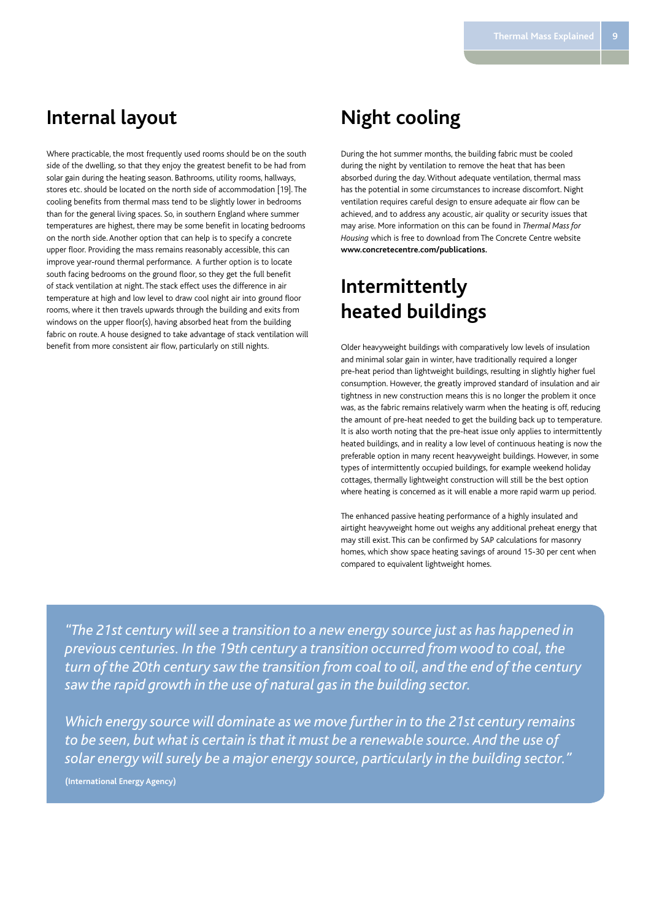## Internal layout

Where practicable, the most frequently used rooms should be on the south side of the dwelling, so that they enjoy the greatest benefit to be had from solar gain during the heating season. Bathrooms, utility rooms, hallways, stores etc. should be located on the north side of accommodation [19]. The cooling benefits from thermal mass tend to be slightly lower in bedrooms than for the general living spaces. So, in southern England where summer temperatures are highest, there may be some benefit in locating bedrooms on the north side. Another option that can help is to specify a concrete upper floor. Providing the mass remains reasonably accessible, this can improve year-round thermal performance. A further option is to locate south facing bedrooms on the ground floor, so they get the full benefit of stack ventilation at night. The stack effect uses the difference in air temperature at high and low level to draw cool night air into ground floor rooms, where it then travels upwards through the building and exits from windows on the upper floor(s), having absorbed heat from the building fabric on route. A house designed to take advantage of stack ventilation will benefit from more consistent air flow, particularly on still nights.

## Night cooling

During the hot summer months, the building fabric must be cooled during the night by ventilation to remove the heat that has been absorbed during the day. Without adequate ventilation, thermal mass has the potential in some circumstances to increase discomfort. Night ventilation requires careful design to ensure adequate air flow can be achieved, and to address any acoustic, air quality or security issues that may arise. More information on this can be found in *Thermal Mass for Housing* which is free to download from The Concrete Centre website **www.concretecentre.com/publications.**

## Intermittently heated buildings

Older heavyweight buildings with comparatively low levels of insulation and minimal solar gain in winter, have traditionally required a longer pre-heat period than lightweight buildings, resulting in slightly higher fuel consumption. However, the greatly improved standard of insulation and air tightness in new construction means this is no longer the problem it once was, as the fabric remains relatively warm when the heating is off, reducing the amount of pre-heat needed to get the building back up to temperature. It is also worth noting that the pre-heat issue only applies to intermittently heated buildings, and in reality a low level of continuous heating is now the preferable option in many recent heavyweight buildings. However, in some types of intermittently occupied buildings, for example weekend holiday cottages, thermally lightweight construction will still be the best option where heating is concerned as it will enable a more rapid warm up period.

The enhanced passive heating performance of a highly insulated and airtight heavyweight home out weighs any additional preheat energy that may still exist. This can be confirmed by SAP calculations for masonry homes, which show space heating savings of around 15-30 per cent when compared to equivalent lightweight homes.

> *"The 21st century will see a transition to a new energy source just as has happened in previous centuries. In the 19th century a transition occurred from wood to coal, the turn of the 20th century saw the transition from coal to oil, and the end of the century saw the rapid growth in the use of natural gas in the building sector.*
>
> *Which energy source will dominate as we move further in to the 21st century remains to be seen, but what is certain is that it must be a renewable source. And the use of solar energy will surely be a major energy source, particularly in the building sector."*
>
> **(International Energy Agency)**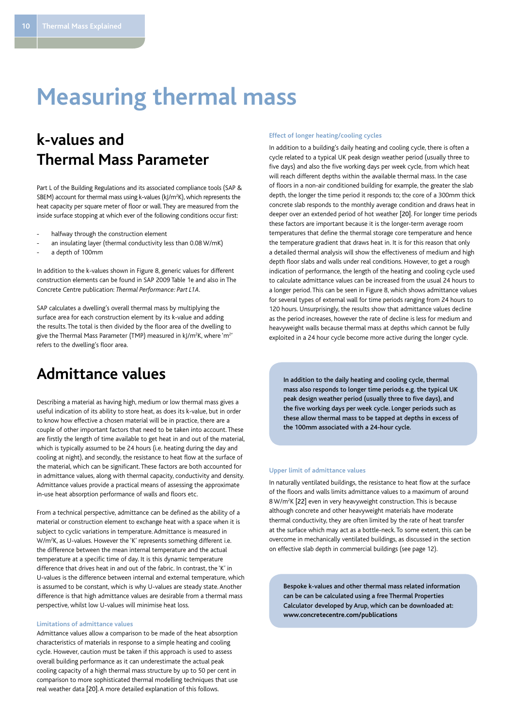// Measuring thermal mass

## k-values and Thermal Mass Parameter

Part L of the Building Regulations and its associated compliance tools (SAP & SBEM) account for thermal mass using k-values (kJ/m$^2$K), which represents the heat capacity per square meter of floor or wall. They are measured from the inside surface stopping at which ever of the following conditions occur first:

- halfway through the construction element
- an insulating layer (thermal conductivity less than 0.08 W/mK)
- a depth of 100mm

In addition to the k-values shown in Figure 8, generic values for different construction elements can be found in SAP 2009 Table 1e and also in The Concrete Centre publication: *Thermal Performance: Part L1A*.

SAP calculates a dwelling's overall thermal mass by multiplying the surface area for each construction element by its k-value and adding the results. The total is then divided by the floor area of the dwelling to give the Thermal Mass Parameter (TMP) measured in kJ/m$^2$K, where 'm$^2$' refers to the dwelling's floor area.

## Admittance values

Describing a material as having high, medium or low thermal mass gives a useful indication of its ability to store heat, as does its k-value, but in order to know how effective a chosen material will be in practice, there are a couple of other important factors that need to be taken into account. These are firstly the length of time available to get heat in and out of the material, which is typically assumed to be 24 hours (i.e. heating during the day and cooling at night), and secondly, the resistance to heat flow at the surface of the material, which can be significant. These factors are both accounted for in admittance values, along with thermal capacity, conductivity and density. Admittance values provide a practical means of assessing the approximate in-use heat absorption performance of walls and floors etc.

From a technical perspective, admittance can be defined as the ability of a material or construction element to exchange heat with a space when it is subject to cyclic variations in temperature. Admittance is measured in W/m$^2$K, as U-values. However the 'K' represents something different i.e. the difference between the mean internal temperature and the actual temperature at a specific time of day. It is this dynamic temperature difference that drives heat in and out of the fabric. In contrast, the 'K' in U-values is the difference between internal and external temperature, which is assumed to be constant, which is why U-values are steady state. Another difference is that high admittance values are desirable from a thermal mass perspective, whilst low U-values will minimise heat loss.

#### Limitations of admittance values

Admittance values allow a comparison to be made of the heat absorption characteristics of materials in response to a simple heating and cooling cycle. However, caution must be taken if this approach is used to assess overall building performance as it can underestimate the actual peak cooling capacity of a high thermal mass structure by up to 50 per cent in comparison to more sophisticated thermal modelling techniques that use real weather data [20]. A more detailed explanation of this follows.

#### Effect of longer heating/cooling cycles

In addition to a building's daily heating and cooling cycle, there is often a cycle related to a typical UK peak design weather period (usually three to five days) and also the five working days per week cycle, from which heat will reach different depths within the available thermal mass. In the case of floors in a non-air conditioned building for example, the greater the slab depth, the longer the time period it responds to; the core of a 300mm thick concrete slab responds to the monthly average condition and draws heat in deeper over an extended period of hot weather [20]. For longer time periods these factors are important because it is the longer-term average room temperatures that define the thermal storage core temperature and hence the temperature gradient that draws heat in. It is for this reason that only a detailed thermal analysis will show the effectiveness of medium and high depth floor slabs and walls under real conditions. However, to get a rough indication of performance, the length of the heating and cooling cycle used to calculate admittance values can be increased from the usual 24 hours to a longer period. This can be seen in Figure 8, which shows admittance values for several types of external wall for time periods ranging from 24 hours to 120 hours. Unsurprisingly, the results show that admittance values decline as the period increases, however the rate of decline is less for medium and heavyweight walls because thermal mass at depths which cannot be fully exploited in a 24 hour cycle become more active during the longer cycle.

**In addition to the daily heating and cooling cycle, thermal mass also responds to longer time periods e.g. the typical UK peak design weather period (usually three to five days), and the five working days per week cycle. Longer periods such as these allow thermal mass to be tapped at depths in excess of the 100mm associated with a 24-hour cycle.**

#### Upper limit of admittance values

In naturally ventilated buildings, the resistance to heat flow at the surface of the floors and walls limits admittance values to a maximum of around 8 W/m$^2$K [22] even in very heavyweight construction. This is because although concrete and other heavyweight materials have moderate thermal conductivity, they are often limited by the rate of heat transfer at the surface which may act as a bottle-neck. To some extent, this can be overcome in mechanically ventilated buildings, as discussed in the section on effective slab depth in commercial buildings (see page 12).

**Bespoke k-values and other thermal mass related information can be can be calculated using a free Thermal Properties Calculator developed by Arup, which can be downloaded at: www.concretecentre.com/publications**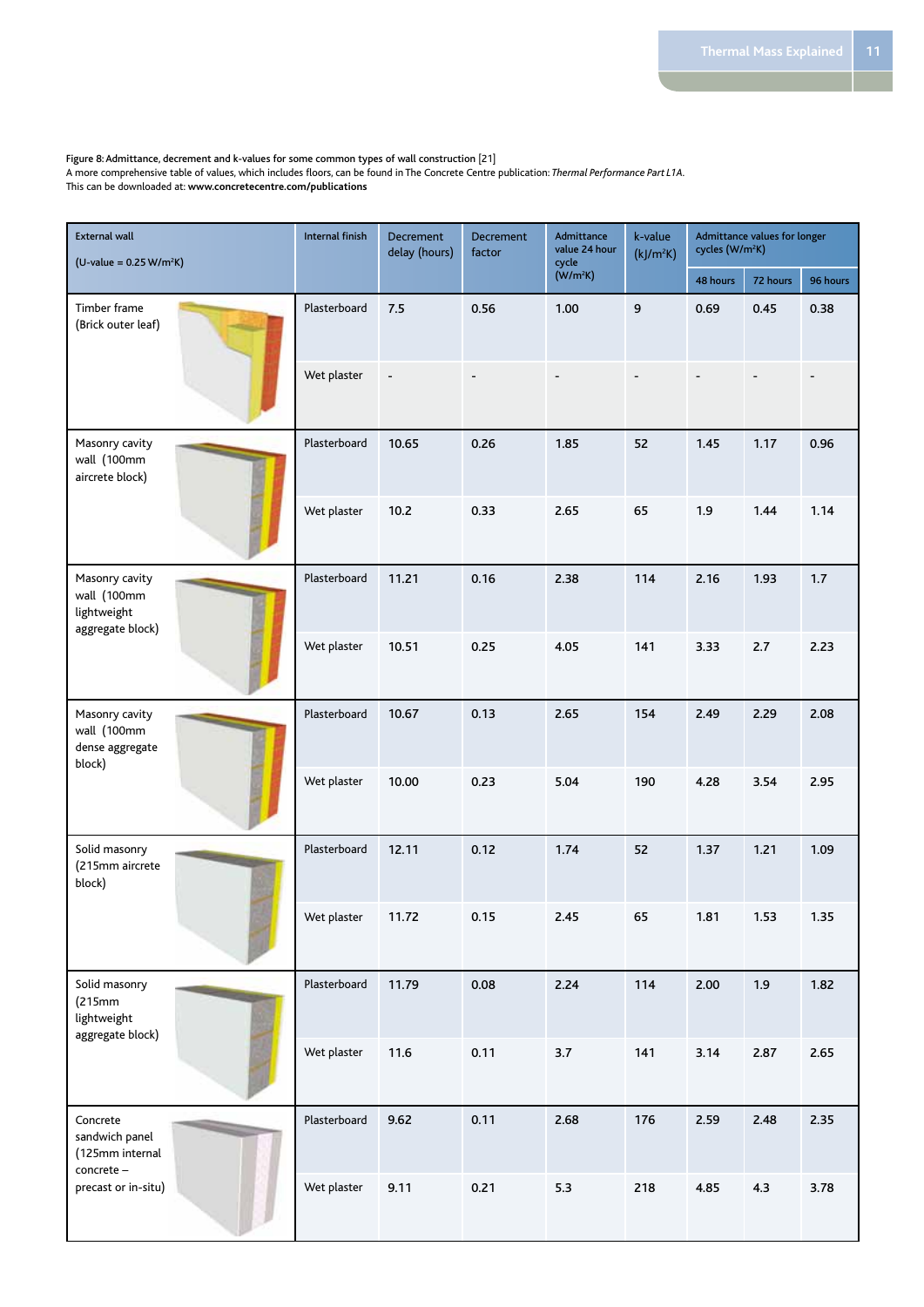Figure 8: Admittance, decrement and k-values for some common types of wall construction [21]
A more comprehensive table of values, which includes floors, can be found in The Concrete Centre publication: *Thermal Performance Part L1A*.
This can be downloaded at: **www.concretecentre.com/publications**

| External wall (U-value = 0.25 W/m²K) | Internal finish | Decrement delay (hours) | Decrement factor | Admittance value 24 hour cycle (W/m²K) | k-value (kJ/m²K) | Admittance values for longer cycles (W/m²K) | | |
|---|---|---|---|---|---|---|---|---|
| | | | | | | 48 hours | 72 hours | 96 hours |
| Timber frame (Brick outer leaf) | Plasterboard | 7.5 | 0.56 | 1.00 | 9 | 0.69 | 0.45 | 0.38 |
| | Wet plaster | - | - | - | - | - | - | - |
| Masonry cavity wall (100mm aircrete block) | Plasterboard | 10.65 | 0.26 | 1.85 | 52 | 1.45 | 1.17 | 0.96 |
| | Wet plaster | 10.2 | 0.33 | 2.65 | 65 | 1.9 | 1.44 | 1.14 |
| Masonry cavity wall (100mm lightweight aggregate block) | Plasterboard | 11.21 | 0.16 | 2.38 | 114 | 2.16 | 1.93 | 1.7 |
| | Wet plaster | 10.51 | 0.25 | 4.05 | 141 | 3.33 | 2.7 | 2.23 |
| Masonry cavity wall (100mm dense aggregate block) | Plasterboard | 10.67 | 0.13 | 2.65 | 154 | 2.49 | 2.29 | 2.08 |
| | Wet plaster | 10.00 | 0.23 | 5.04 | 190 | 4.28 | 3.54 | 2.95 |
| Solid masonry (215mm aircrete block) | Plasterboard | 12.11 | 0.12 | 1.74 | 52 | 1.37 | 1.21 | 1.09 |
| | Wet plaster | 11.72 | 0.15 | 2.45 | 65 | 1.81 | 1.53 | 1.35 |
| Solid masonry (215mm lightweight aggregate block) | Plasterboard | 11.79 | 0.08 | 2.24 | 114 | 2.00 | 1.9 | 1.82 |
| | Wet plaster | 11.6 | 0.11 | 3.7 | 141 | 3.14 | 2.87 | 2.65 |
| Concrete sandwich panel (125mm internal concrete – precast or in-situ) | Plasterboard | 9.62 | 0.11 | 2.68 | 176 | 2.59 | 2.48 | 2.35 |
| | Wet plaster | 9.11 | 0.21 | 5.3 | 218 | 4.85 | 4.3 | 3.78 |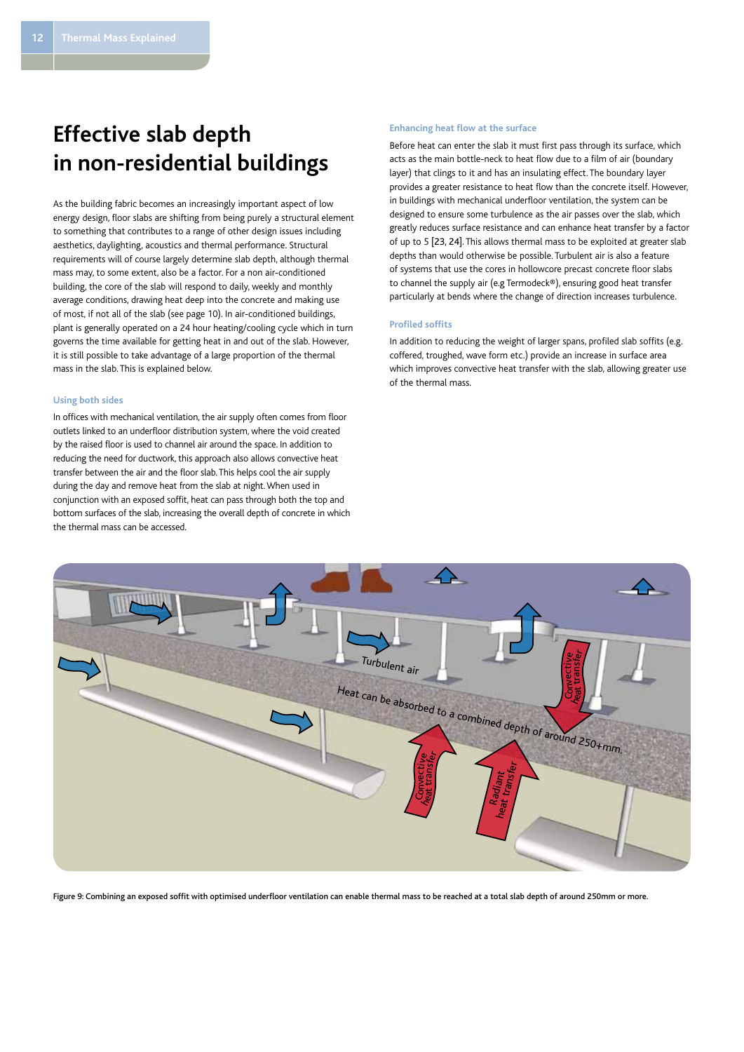# Effective slab depth in non-residential buildings

As the building fabric becomes an increasingly important aspect of low energy design, floor slabs are shifting from being purely a structural element to something that contributes to a range of other design issues including aesthetics, daylighting, acoustics and thermal performance. Structural requirements will of course largely determine slab depth, although thermal mass may, to some extent, also be a factor. For a non air-conditioned building, the core of the slab will respond to daily, weekly and monthly average conditions, drawing heat deep into the concrete and making use of most, if not all of the slab (see page 10). In air-conditioned buildings, plant is generally operated on a 24 hour heating/cooling cycle which in turn governs the time available for getting heat in and out of the slab. However, it is still possible to take advantage of a large proportion of the thermal mass in the slab. This is explained below.

### Using both sides

In offices with mechanical ventilation, the air supply often comes from floor outlets linked to an underfloor distribution system, where the void created by the raised floor is used to channel air around the space. In addition to reducing the need for ductwork, this approach also allows convective heat transfer between the air and the floor slab. This helps cool the air supply during the day and remove heat from the slab at night. When used in conjunction with an exposed soffit, heat can pass through both the top and bottom surfaces of the slab, increasing the overall depth of concrete in which the thermal mass can be accessed.

### Enhancing heat flow at the surface

Before heat can enter the slab it must first pass through its surface, which acts as the main bottle-neck to heat flow due to a film of air (boundary layer) that clings to it and has an insulating effect. The boundary layer provides a greater resistance to heat flow than the concrete itself. However, in buildings with mechanical underfloor ventilation, the system can be designed to ensure some turbulence as the air passes over the slab, which greatly reduces surface resistance and can enhance heat transfer by a factor of up to 5 [23, 24]. This allows thermal mass to be exploited at greater slab depths than would otherwise be possible. Turbulent air is also a feature of systems that use the cores in hollowcore precast concrete floor slabs to channel the supply air (e.g Termodeck®), ensuring good heat transfer particularly at bends where the change of direction increases turbulence.

### Profiled soffits

In addition to reducing the weight of larger spans, profiled slab soffits (e.g. coffered, troughed, wave form etc.) provide an increase in surface area which improves convective heat transfer with the slab, allowing greater use of the thermal mass.

Figure 9: Combining an exposed soffit with optimised underfloor ventilation can enable thermal mass to be reached at a total slab depth of around 250mm or more.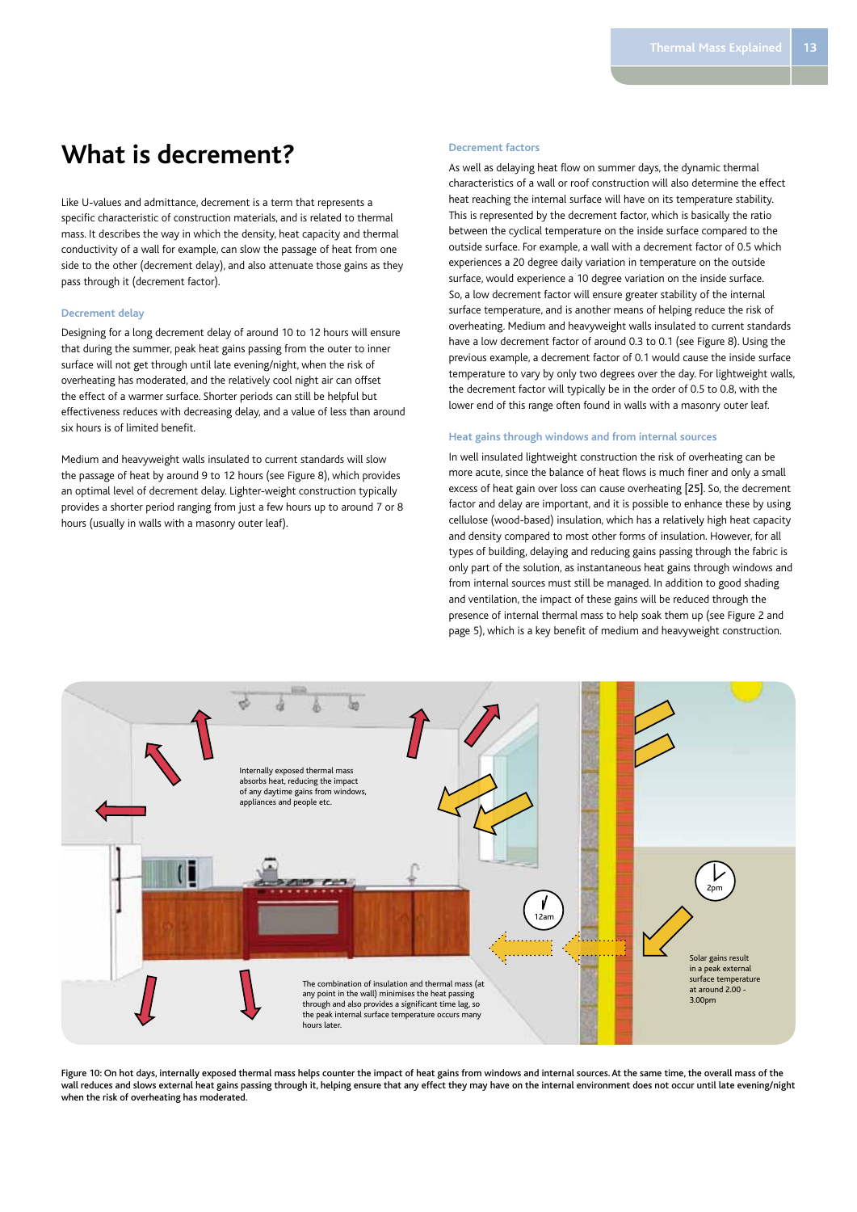# What is decrement?

Like U-values and admittance, decrement is a term that represents a specific characteristic of construction materials, and is related to thermal mass. It describes the way in which the density, heat capacity and thermal conductivity of a wall for example, can slow the passage of heat from one side to the other (decrement delay), and also attenuate those gains as they pass through it (decrement factor).

### Decrement delay

Designing for a long decrement delay of around 10 to 12 hours will ensure that during the summer, peak heat gains passing from the outer to inner surface will not get through until late evening/night, when the risk of overheating has moderated, and the relatively cool night air can offset the effect of a warmer surface. Shorter periods can still be helpful but effectiveness reduces with decreasing delay, and a value of less than around six hours is of limited benefit.

Medium and heavyweight walls insulated to current standards will slow the passage of heat by around 9 to 12 hours (see Figure 8), which provides an optimal level of decrement delay. Lighter-weight construction typically provides a shorter period ranging from just a few hours up to around 7 or 8 hours (usually in walls with a masonry outer leaf).

### Decrement factors

As well as delaying heat flow on summer days, the dynamic thermal characteristics of a wall or roof construction will also determine the effect heat reaching the internal surface will have on its temperature stability. This is represented by the decrement factor, which is basically the ratio between the cyclical temperature on the inside surface compared to the outside surface. For example, a wall with a decrement factor of 0.5 which experiences a 20 degree daily variation in temperature on the outside surface, would experience a 10 degree variation on the inside surface. So, a low decrement factor will ensure greater stability of the internal surface temperature, and is another means of helping reduce the risk of overheating. Medium and heavyweight walls insulated to current standards have a low decrement factor of around 0.3 to 0.1 (see Figure 8). Using the previous example, a decrement factor of 0.1 would cause the inside surface temperature to vary by only two degrees over the day. For lightweight walls, the decrement factor will typically be in the order of 0.5 to 0.8, with the lower end of this range often found in walls with a masonry outer leaf.

### Heat gains through windows and from internal sources

In well insulated lightweight construction the risk of overheating can be more acute, since the balance of heat flows is much finer and only a small excess of heat gain over loss can cause overheating [25]. So, the decrement factor and delay are important, and it is possible to enhance these by using cellulose (wood-based) insulation, which has a relatively high heat capacity and density compared to most other forms of insulation. However, for all types of building, delaying and reducing gains passing through the fabric is only part of the solution, as instantaneous heat gains through windows and from internal sources must still be managed. In addition to good shading and ventilation, the impact of these gains will be reduced through the presence of internal thermal mass to help soak them up (see Figure 2 and page 5), which is a key benefit of medium and heavyweight construction.

Internally exposed thermal mass absorbs heat, reducing the impact of any daytime gains from windows, appliances and people etc.

The combination of insulation and thermal mass (at any point in the wall) minimises the heat passing through and also provides a significant time lag, so the peak internal surface temperature occurs many hours later.

Solar gains result in a peak external surface temperature at around 2.00 - 3.00pm

2pm

12am

**Figure 10: On hot days, internally exposed thermal mass helps counter the impact of heat gains from windows and internal sources. At the same time, the overall mass of the wall reduces and slows external heat gains passing through it, helping ensure that any effect they may have on the internal environment does not occur until late evening/night when the risk of overheating has moderated.**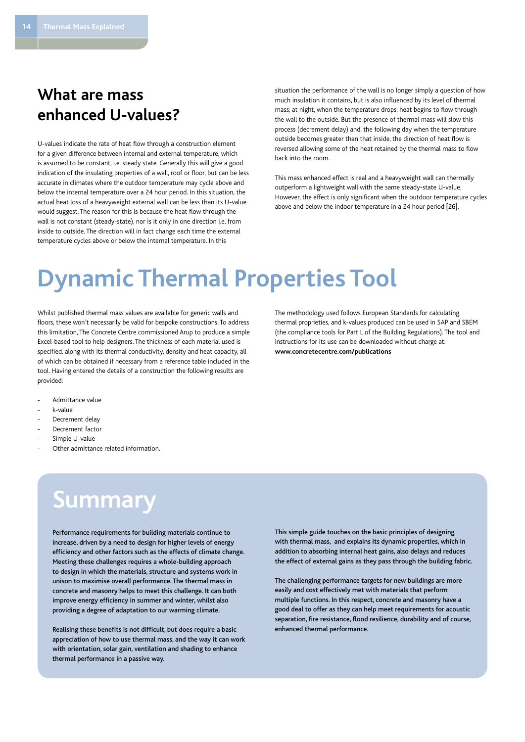## What are mass enhanced U-values?

U-values indicate the rate of heat flow through a construction element for a given difference between internal and external temperature, which is assumed to be constant, i.e. steady state. Generally this will give a good indication of the insulating properties of a wall, roof or floor, but can be less accurate in climates where the outdoor temperature may cycle above and below the internal temperature over a 24 hour period. In this situation, the actual heat loss of a heavyweight external wall can be less than its U-value would suggest. The reason for this is because the heat flow through the wall is not constant (steady-state), nor is it only in one direction i.e. from inside to outside. The direction will in fact change each time the external temperature cycles above or below the internal temperature. In this situation the performance of the wall is no longer simply a question of how much insulation it contains, but is also influenced by its level of thermal mass; at night, when the temperature drops, heat begins to flow through the wall to the outside. But the presence of thermal mass will slow this process (decrement delay) and, the following day when the temperature outside becomes greater than that inside, the direction of heat flow is reversed allowing some of the heat retained by the thermal mass to flow back into the room.

This mass enhanced effect is real and a heavyweight wall can thermally outperform a lightweight wall with the same steady-state U-value. However, the effect is only significant when the outdoor temperature cycles above and below the indoor temperature in a 24 hour period [26].

# Dynamic Thermal Properties Tool

Whilst published thermal mass values are available for generic walls and floors, these won't necessarily be valid for bespoke constructions. To address this limitation, The Concrete Centre commissioned Arup to produce a simple Excel-based tool to help designers. The thickness of each material used is specified, along with its thermal conductivity, density and heat capacity, all of which can be obtained if necessary from a reference table included in the tool. Having entered the details of a construction the following results are provided:

- Admittance value
- k-value
- Decrement delay
- Decrement factor
- Simple U-value
- Other admittance related information.

The methodology used follows European Standards for calculating thermal proprieties, and k-values produced can be used in SAP and SBEM (the compliance tools for Part L of the Building Regulations). The tool and instructions for its use can be downloaded without charge at: **www.concretecentre.com/publications**

# Summary

**Performance requirements for building materials continue to increase, driven by a need to design for higher levels of energy efficiency and other factors such as the effects of climate change. Meeting these challenges requires a whole-building approach to design in which the materials, structure and systems work in unison to maximise overall performance. The thermal mass in concrete and masonry helps to meet this challenge. It can both improve energy efficiency in summer and winter, whilst also providing a degree of adaptation to our warming climate.**

**Realising these benefits is not difficult, but does require a basic appreciation of how to use thermal mass, and the way it can work with orientation, solar gain, ventilation and shading to enhance thermal performance in a passive way.**

**This simple guide touches on the basic principles of designing with thermal mass, and explains its dynamic properties, which in addition to absorbing internal heat gains, also delays and reduces the effect of external gains as they pass through the building fabric.**

**The challenging performance targets for new buildings are more easily and cost effectively met with materials that perform multiple functions. In this respect, concrete and masonry have a good deal to offer as they can help meet requirements for acoustic separation, fire resistance, flood resilience, durability and of course, enhanced thermal performance.**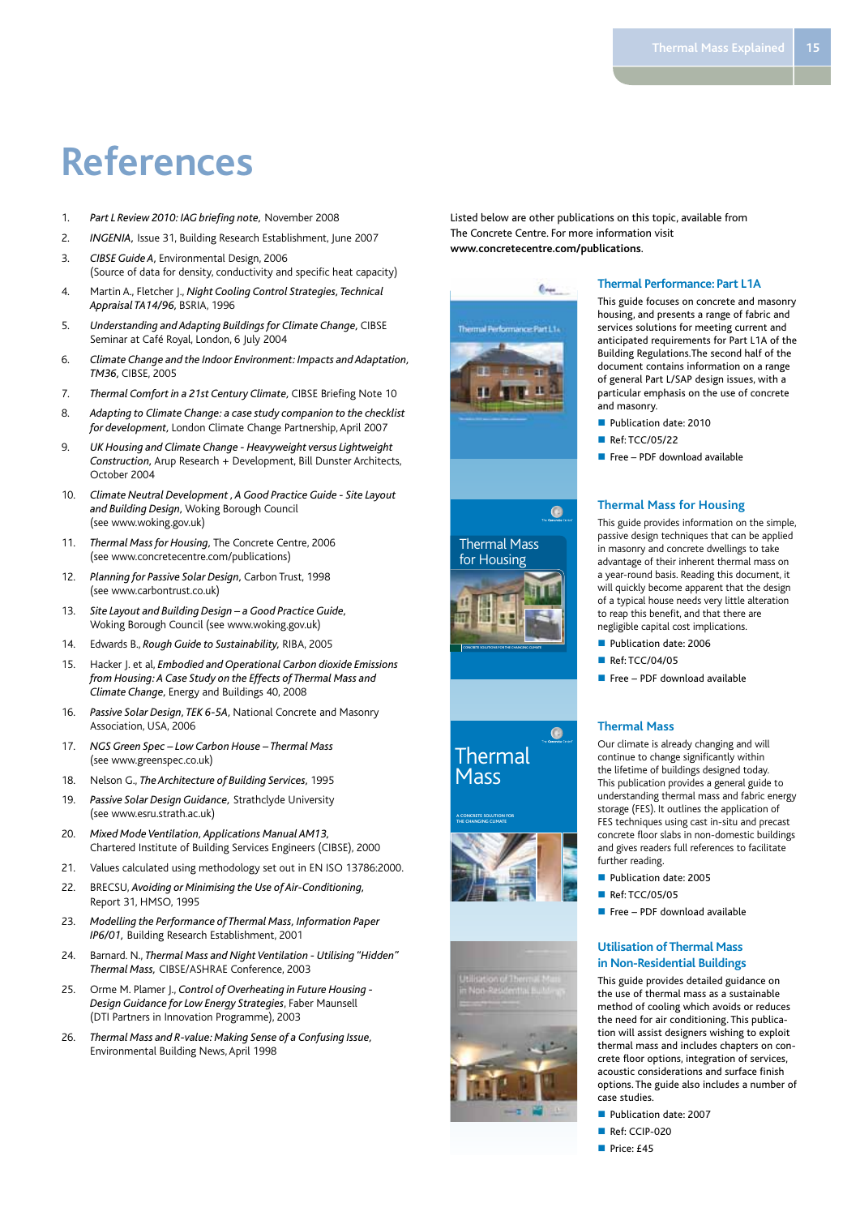# References

1. *Part L Review 2010: IAG briefing note*, November 2008
2. *INGENIA*, Issue 31, Building Research Establishment, June 2007
3. *CIBSE Guide A*, Environmental Design, 2006
   (Source of data for density, conductivity and specific heat capacity)
4. Martin A., Fletcher J., *Night Cooling Control Strategies, Technical Appraisal TA14/96*, BSRIA, 1996
5. *Understanding and Adapting Buildings for Climate Change*, CIBSE Seminar at Café Royal, London, 6 July 2004
6. *Climate Change and the Indoor Environment: Impacts and Adaptation, TM36*, CIBSE, 2005
7. *Thermal Comfort in a 21st Century Climate*, CIBSE Briefing Note 10
8. *Adapting to Climate Change: a case study companion to the checklist for development*, London Climate Change Partnership, April 2007
9. *UK Housing and Climate Change - Heavyweight versus Lightweight Construction*, Arup Research + Development, Bill Dunster Architects, October 2004
10. *Climate Neutral Development , A Good Practice Guide - Site Layout and Building Design*, Woking Borough Council (see www.woking.gov.uk)
11. *Thermal Mass for Housing*, The Concrete Centre, 2006 (see www.concretecentre.com/publications)
12. *Planning for Passive Solar Design*, Carbon Trust, 1998 (see www.carbontrust.co.uk)
13. *Site Layout and Building Design – a Good Practice Guide*, Woking Borough Council (see www.woking.gov.uk)
14. Edwards B., *Rough Guide to Sustainability*, RIBA, 2005
15. Hacker J. et al, *Embodied and Operational Carbon dioxide Emissions from Housing: A Case Study on the Effects of Thermal Mass and Climate Change*, Energy and Buildings 40, 2008
16. *Passive Solar Design, TEK 6-5A*, National Concrete and Masonry Association, USA, 2006
17. *NGS Green Spec – Low Carbon House – Thermal Mass* (see www.greenspec.co.uk)
18. Nelson G., *The Architecture of Building Services*, 1995
19. *Passive Solar Design Guidance*, Strathclyde University (see www.esru.strath.ac.uk)
20. *Mixed Mode Ventilation, Applications Manual AM13*, Chartered Institute of Building Services Engineers (CIBSE), 2000
21. Values calculated using methodology set out in EN ISO 13786:2000.
22. BRECSU, *Avoiding or Minimising the Use of Air-Conditioning*, Report 31, HMSO, 1995
23. *Modelling the Performance of Thermal Mass, Information Paper IP6/01*, Building Research Establishment, 2001
24. Barnard. N., *Thermal Mass and Night Ventilation - Utilising "Hidden" Thermal Mass*, CIBSE/ASHRAE Conference, 2003
25. Orme M. Plamer J., *Control of Overheating in Future Housing - Design Guidance for Low Energy Strategies*, Faber Maunsell (DTI Partners in Innovation Programme), 2003
26. *Thermal Mass and R-value: Making Sense of a Confusing Issue*, Environmental Building News, April 1998

Listed below are other publications on this topic, available from The Concrete Centre. For more information visit **www.concretecentre.com/publications**.

### Thermal Performance: Part L1A

This guide focuses on concrete and masonry housing, and presents a range of fabric and services solutions for meeting current and anticipated requirements for Part L1A of the Building Regulations.The second half of the document contains information on a range of general Part L/SAP design issues, with a particular emphasis on the use of concrete and masonry.

- Publication date: 2010
- Ref: TCC/05/22
- Free – PDF download available

### Thermal Mass for Housing

This guide provides information on the simple, passive design techniques that can be applied in masonry and concrete dwellings to take advantage of their inherent thermal mass on a year-round basis. Reading this document, it will quickly become apparent that the design of a typical house needs very little alteration to reap this benefit, and that there are negligible capital cost implications.

- Publication date: 2006
- Ref: TCC/04/05
- Free – PDF download available

### Thermal Mass

Our climate is already changing and will continue to change significantly within the lifetime of buildings designed today. This publication provides a general guide to understanding thermal mass and fabric energy storage (FES). It outlines the application of FES techniques using cast in-situ and precast concrete floor slabs in non-domestic buildings and gives readers full references to facilitate further reading.

- Publication date: 2005
- Ref: TCC/05/05
- Free – PDF download available

### Utilisation of Thermal Mass in Non-Residential Buildings

This guide provides detailed guidance on the use of thermal mass as a sustainable method of cooling which avoids or reduces the need for air conditioning. This publication will assist designers wishing to exploit thermal mass and includes chapters on concrete floor options, integration of services, acoustic considerations and surface finish options. The guide also includes a number of case studies.

- Publication date: 2007
- Ref: CCIP-020
- Price: £45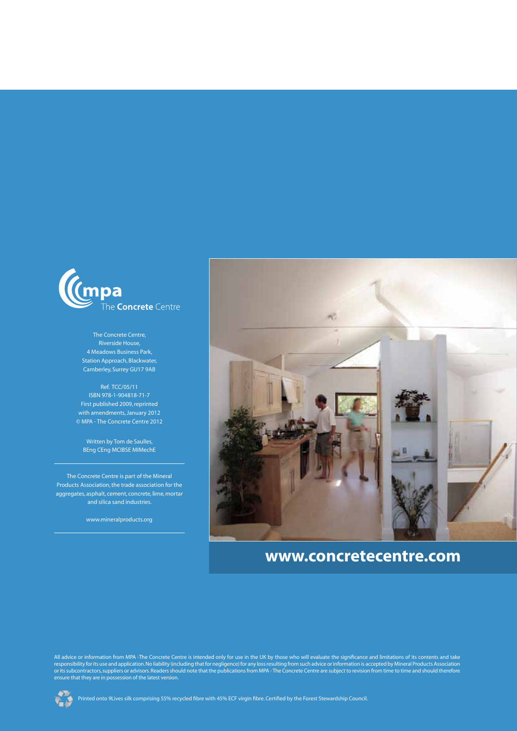mpa

The Concrete Centre

The Concrete Centre,
Riverside House,
4 Meadows Business Park,
Station Approach, Blackwater,
Camberley, Surrey GU17 9AB

Ref. TCC/05/11
ISBN 978-1-904818-71-7
First published 2009, reprinted
with amendments, January 2012
© MPA - The Concrete Centre 2012

Written by Tom de Saulles,
BEng CEng MCIBSE MIMechE

The Concrete Centre is part of the Mineral Products Association, the trade association for the aggregates, asphalt, cement, concrete, lime, mortar and silica sand industries.

www.mineralproducts.org

**www.concretecentre.com**

All advice or information from MPA -The Concrete Centre is intended only for use in the UK by those who will evaluate the significance and limitations of its contents and take responsibility for its use and application. No liability (including that for negligence) for any loss resulting from such advice or information is accepted by Mineral Products Association or its subcontractors, suppliers or advisors. Readers should note that the publications from MPA - The Concrete Centre are subject to revision from time to time and should therefore ensure that they are in possession of the latest version.

Printed onto 9Lives silk comprising 55% recycled fibre with 45% ECF virgin fibre. Certified by the Forest Stewardship Council.